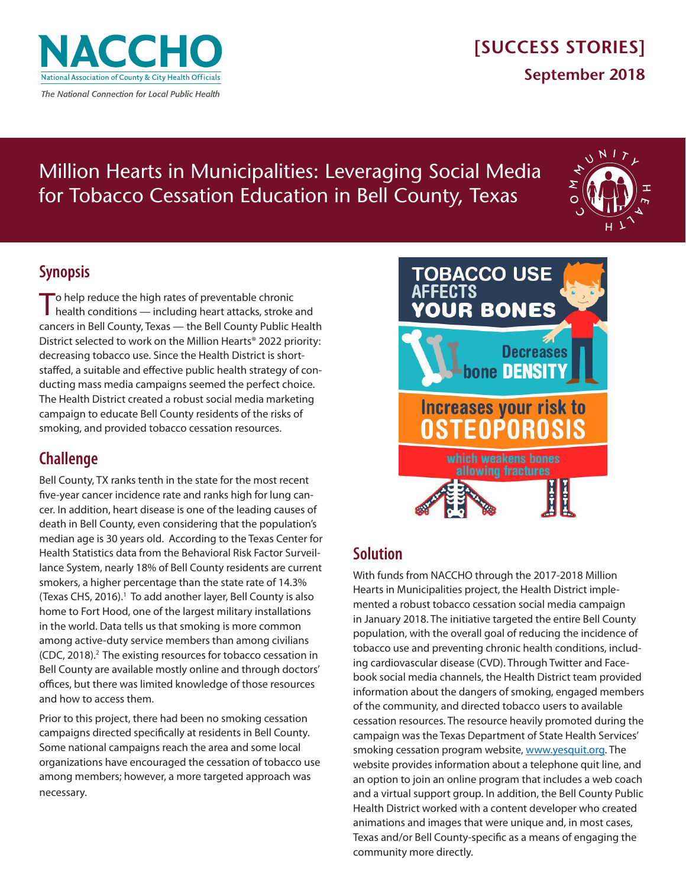NACCHO
National Association of County & City Health Officials
*The National Connection for Local Public Health*

**[SUCCESS STORIES]**
**September 2018**

# Million Hearts in Municipalities: Leveraging Social Media for Tobacco Cessation Education in Bell County, Texas

## Synopsis

To help reduce the high rates of preventable chronic health conditions — including heart attacks, stroke and cancers in Bell County, Texas — the Bell County Public Health District selected to work on the Million Hearts® 2022 priority: decreasing tobacco use. Since the Health District is short-staffed, a suitable and effective public health strategy of conducting mass media campaigns seemed the perfect choice. The Health District created a robust social media marketing campaign to educate Bell County residents of the risks of smoking, and provided tobacco cessation resources.

## Challenge

Bell County, TX ranks tenth in the state for the most recent five-year cancer incidence rate and ranks high for lung cancer. In addition, heart disease is one of the leading causes of death in Bell County, even considering that the population's median age is 30 years old. According to the Texas Center for Health Statistics data from the Behavioral Risk Factor Surveillance System, nearly 18% of Bell County residents are current smokers, a higher percentage than the state rate of 14.3% (Texas CHS, 2016).[1] To add another layer, Bell County is also home to Fort Hood, one of the largest military installations in the world. Data tells us that smoking is more common among active-duty service members than among civilians (CDC, 2018).[2] The existing resources for tobacco cessation in Bell County are available mostly online and through doctors' offices, but there was limited knowledge of those resources and how to access them.

Prior to this project, there had been no smoking cessation campaigns directed specifically at residents in Bell County. Some national campaigns reach the area and some local organizations have encouraged the cessation of tobacco use among members; however, a more targeted approach was necessary.

TOBACCO USE AFFECTS YOUR BONES
Decreases bone DENSITY
Increases your risk to OSTEOPOROSIS
which weakens bones allowing fractures

## Solution

With funds from NACCHO through the 2017-2018 Million Hearts in Municipalities project, the Health District implemented a robust tobacco cessation social media campaign in January 2018. The initiative targeted the entire Bell County population, with the overall goal of reducing the incidence of tobacco use and preventing chronic health conditions, including cardiovascular disease (CVD). Through Twitter and Facebook social media channels, the Health District team provided information about the dangers of smoking, engaged members of the community, and directed tobacco users to available cessation resources. The resource heavily promoted during the campaign was the Texas Department of State Health Services' smoking cessation program website, www.yesquit.org. The website provides information about a telephone quit line, and an option to join an online program that includes a web coach and a virtual support group. In addition, the Bell County Public Health District worked with a content developer who created animations and images that were unique and, in most cases, Texas and/or Bell County-specific as a means of engaging the community more directly.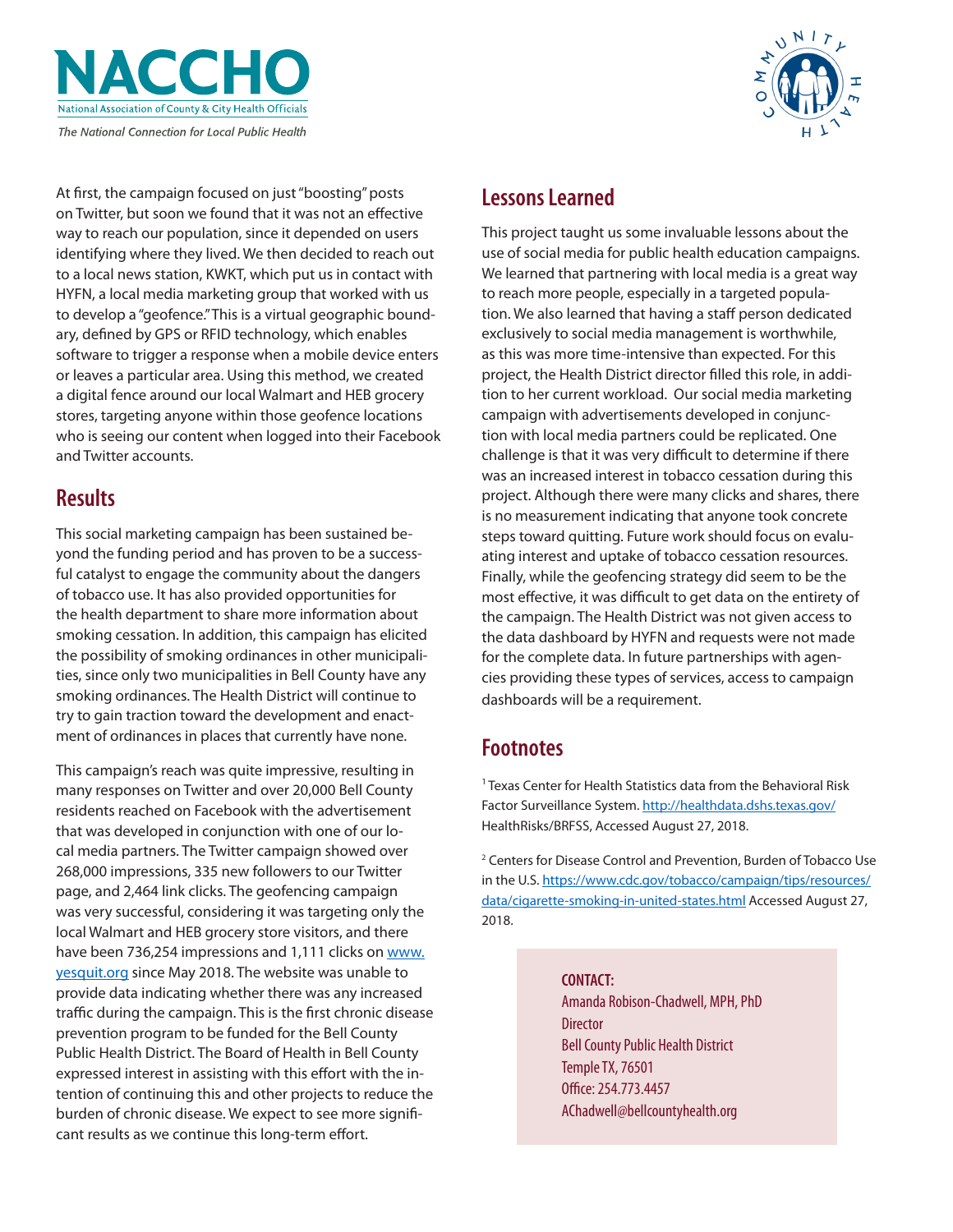At first, the campaign focused on just "boosting" posts on Twitter, but soon we found that it was not an effective way to reach our population, since it depended on users identifying where they lived. We then decided to reach out to a local news station, KWKT, which put us in contact with HYFN, a local media marketing group that worked with us to develop a "geofence." This is a virtual geographic boundary, defined by GPS or RFID technology, which enables software to trigger a response when a mobile device enters or leaves a particular area. Using this method, we created a digital fence around our local Walmart and HEB grocery stores, targeting anyone within those geofence locations who is seeing our content when logged into their Facebook and Twitter accounts.

## Results

This social marketing campaign has been sustained beyond the funding period and has proven to be a successful catalyst to engage the community about the dangers of tobacco use. It has also provided opportunities for the health department to share more information about smoking cessation. In addition, this campaign has elicited the possibility of smoking ordinances in other municipalities, since only two municipalities in Bell County have any smoking ordinances. The Health District will continue to try to gain traction toward the development and enactment of ordinances in places that currently have none.

This campaign's reach was quite impressive, resulting in many responses on Twitter and over 20,000 Bell County residents reached on Facebook with the advertisement that was developed in conjunction with one of our local media partners. The Twitter campaign showed over 268,000 impressions, 335 new followers to our Twitter page, and 2,464 link clicks. The geofencing campaign was very successful, considering it was targeting only the local Walmart and HEB grocery store visitors, and there have been 736,254 impressions and 1,111 clicks on [www.yesquit.org](www.yesquit.org) since May 2018. The website was unable to provide data indicating whether there was any increased traffic during the campaign. This is the first chronic disease prevention program to be funded for the Bell County Public Health District. The Board of Health in Bell County expressed interest in assisting with this effort with the intention of continuing this and other projects to reduce the burden of chronic disease. We expect to see more significant results as we continue this long-term effort.

## Lessons Learned

This project taught us some invaluable lessons about the use of social media for public health education campaigns. We learned that partnering with local media is a great way to reach more people, especially in a targeted population. We also learned that having a staff person dedicated exclusively to social media management is worthwhile, as this was more time-intensive than expected. For this project, the Health District director filled this role, in addition to her current workload. Our social media marketing campaign with advertisements developed in conjunction with local media partners could be replicated. One challenge is that it was very difficult to determine if there was an increased interest in tobacco cessation during this project. Although there were many clicks and shares, there is no measurement indicating that anyone took concrete steps toward quitting. Future work should focus on evaluating interest and uptake of tobacco cessation resources. Finally, while the geofencing strategy did seem to be the most effective, it was difficult to get data on the entirety of the campaign. The Health District was not given access to the data dashboard by HYFN and requests were not made for the complete data. In future partnerships with agencies providing these types of services, access to campaign dashboards will be a requirement.

## Footnotes

[1] Texas Center for Health Statistics data from the Behavioral Risk Factor Surveillance System. http://healthdata.dshs.texas.gov/HealthRisks/BRFSS, Accessed August 27, 2018.

[2] Centers for Disease Control and Prevention, Burden of Tobacco Use in the U.S. https://www.cdc.gov/tobacco/campaign/tips/resources/data/cigarette-smoking-in-united-states.html Accessed August 27, 2018.

**CONTACT:**
Amanda Robison-Chadwell, MPH, PhD
Director
Bell County Public Health District
Temple TX, 76501
Office: 254.773.4457
AChadwell@bellcountyhealth.org